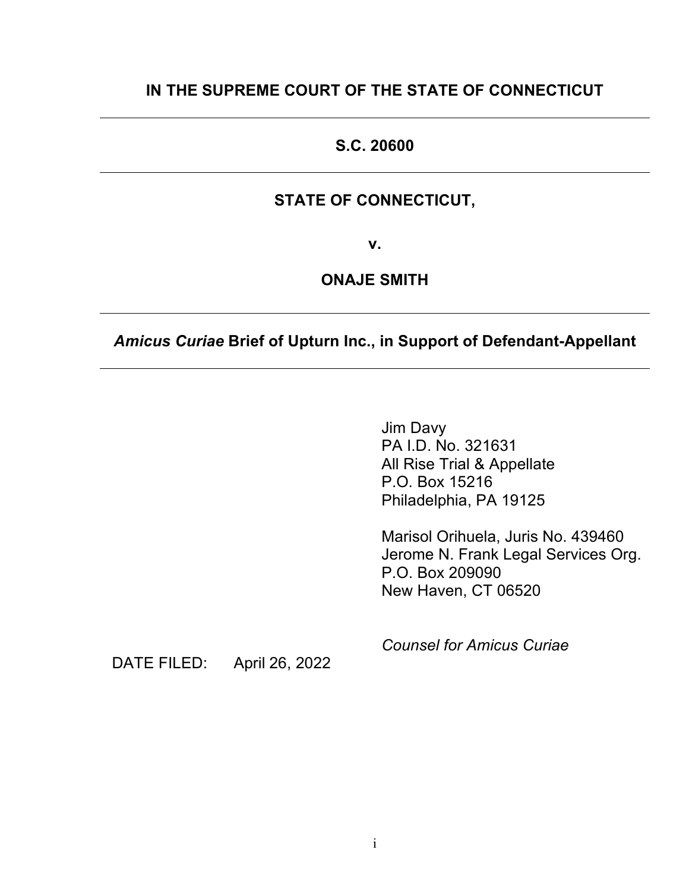**IN THE SUPREME COURT OF THE STATE OF CONNECTICUT**

---

**S.C. 20600**

---

**STATE OF CONNECTICUT,**

**v.**

**ONAJE SMITH**

---

***Amicus Curiae* Brief of Upturn Inc., in Support of Defendant-Appellant**

---

Jim Davy
PA I.D. No. 321631
All Rise Trial & Appellate
P.O. Box 15216
Philadelphia, PA 19125

Marisol Orihuela, Juris No. 439460
Jerome N. Frank Legal Services Org.
P.O. Box 209090
New Haven, CT 06520

*Counsel for Amicus Curiae*

DATE FILED: April 26, 2022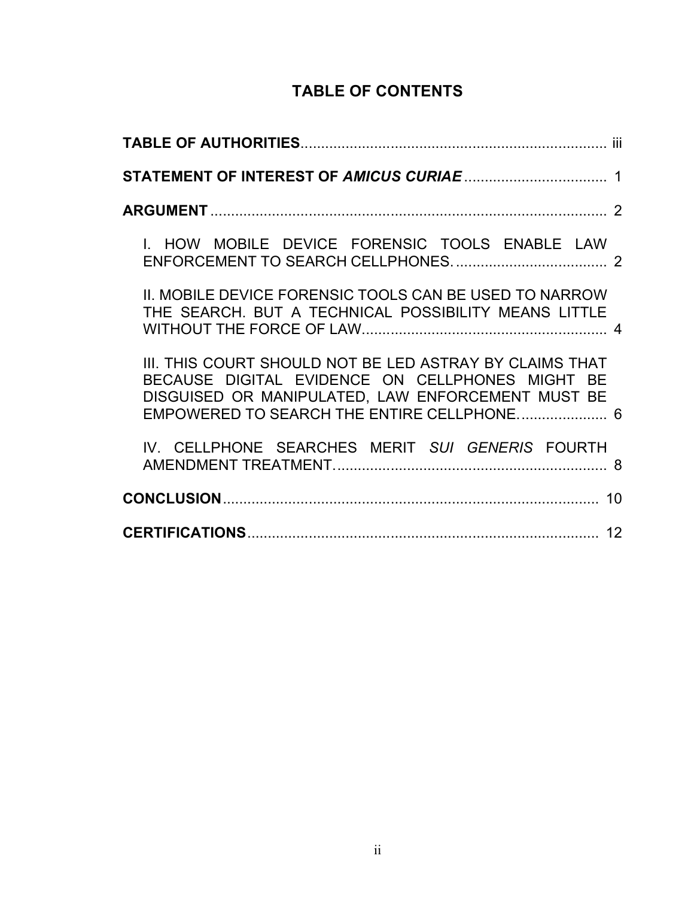## TABLE OF CONTENTS

**TABLE OF AUTHORITIES** ........................................................................... iii

**STATEMENT OF INTEREST OF *AMICUS CURIAE*** ................................... 1

**ARGUMENT** ................................................................................................... 2

I. HOW MOBILE DEVICE FORENSIC TOOLS ENABLE LAW ENFORCEMENT TO SEARCH CELLPHONES. ..................................... 2

II. MOBILE DEVICE FORENSIC TOOLS CAN BE USED TO NARROW THE SEARCH. BUT A TECHNICAL POSSIBILITY MEANS LITTLE WITHOUT THE FORCE OF LAW............................................................ 4

III. THIS COURT SHOULD NOT BE LED ASTRAY BY CLAIMS THAT BECAUSE DIGITAL EVIDENCE ON CELLPHONES MIGHT BE DISGUISED OR MANIPULATED, LAW ENFORCEMENT MUST BE EMPOWERED TO SEARCH THE ENTIRE CELLPHONE...................... 6

IV. CELLPHONE SEARCHES MERIT *SUI GENERIS* FOURTH AMENDMENT TREATMENT.................................................................... 8

**CONCLUSION** ............................................................................................. 10

**CERTIFICATIONS** ....................................................................................... 12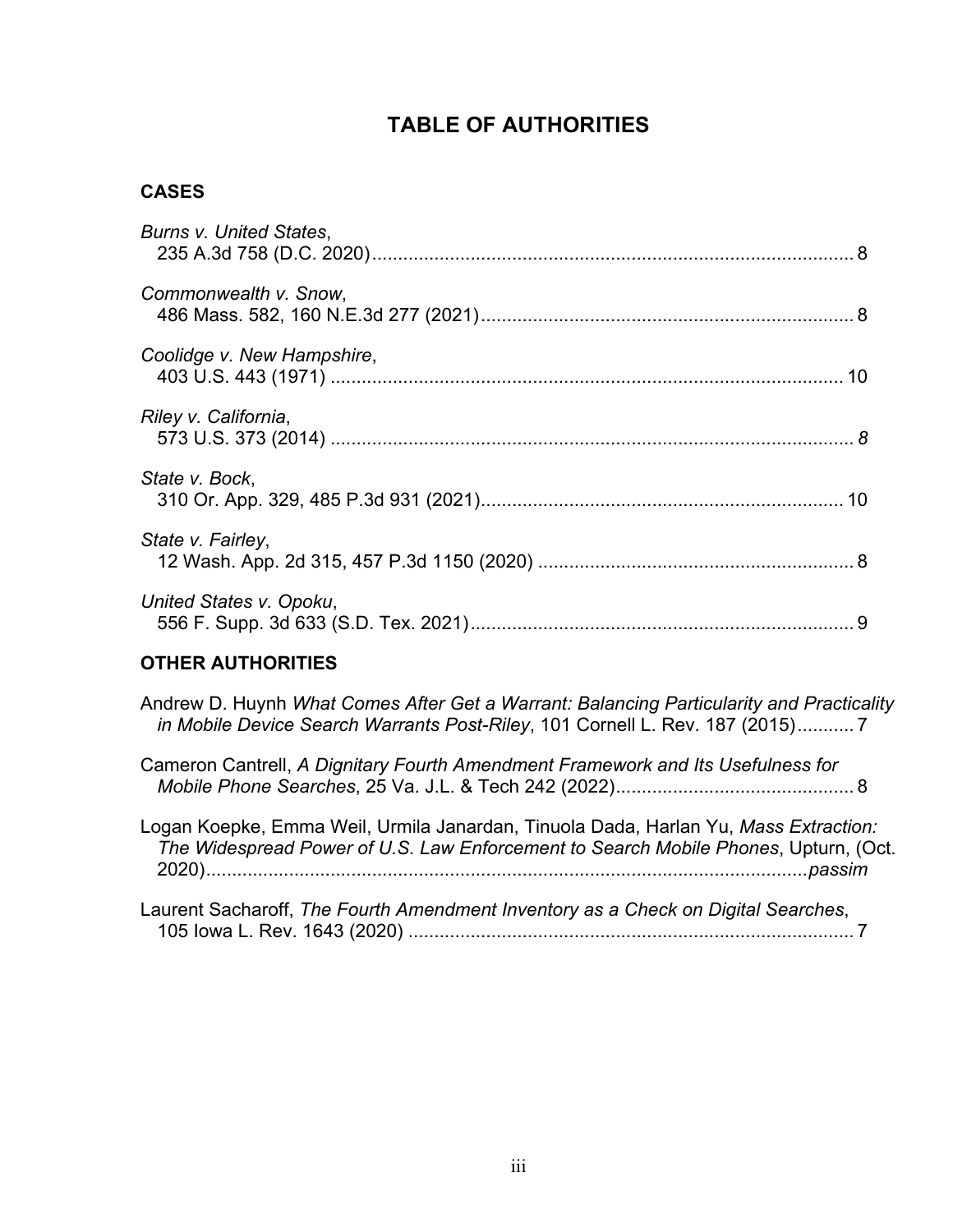# TABLE OF AUTHORITIES

## CASES

*Burns v. United States*,
235 A.3d 758 (D.C. 2020) ........................................................................................ 8

*Commonwealth v. Snow*,
486 Mass. 582, 160 N.E.3d 277 (2021) ..................................................................... 8

*Coolidge v. New Hampshire*,
403 U.S. 443 (1971) ................................................................................................ 10

*Riley v. California*,
573 U.S. 373 (2014) ................................................................................................ *8*

*State v. Bock*,
310 Or. App. 329, 485 P.3d 931 (2021) .................................................................. 10

*State v. Fairley*,
12 Wash. App. 2d 315, 457 P.3d 1150 (2020) ........................................................... 8

*United States v. Opoku*,
556 F. Supp. 3d 633 (S.D. Tex. 2021) ....................................................................... 9

## OTHER AUTHORITIES

Andrew D. Huynh *What Comes After Get a Warrant: Balancing Particularity and Practicality in Mobile Device Search Warrants Post-Riley*, 101 Cornell L. Rev. 187 (2015) ........... 7

Cameron Cantrell, *A Dignitary Fourth Amendment Framework and Its Usefulness for Mobile Phone Searches*, 25 Va. J.L. & Tech 242 (2022) .............................................. 8

Logan Koepke, Emma Weil, Urmila Janardan, Tinuola Dada, Harlan Yu, *Mass Extraction: The Widespread Power of U.S. Law Enforcement to Search Mobile Phones*, Upturn, (Oct. 2020) ...................................................................................................... *passim*

Laurent Sacharoff, *The Fourth Amendment Inventory as a Check on Digital Searches*, 105 Iowa L. Rev. 1643 (2020) ...................................................................................... 7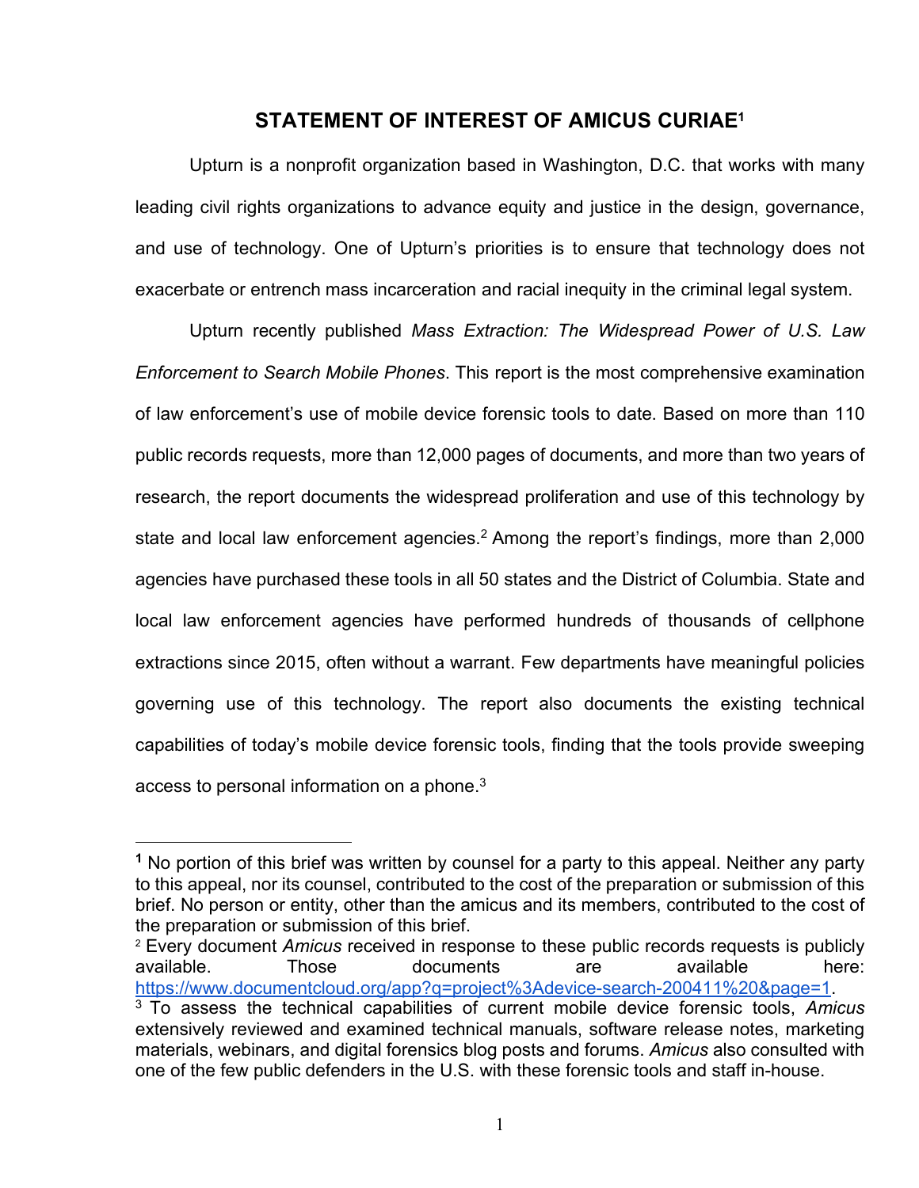## STATEMENT OF INTEREST OF AMICUS CURIAE[1]

Upturn is a nonprofit organization based in Washington, D.C. that works with many leading civil rights organizations to advance equity and justice in the design, governance, and use of technology. One of Upturn's priorities is to ensure that technology does not exacerbate or entrench mass incarceration and racial inequity in the criminal legal system.

Upturn recently published *Mass Extraction: The Widespread Power of U.S. Law Enforcement to Search Mobile Phones*. This report is the most comprehensive examination of law enforcement's use of mobile device forensic tools to date. Based on more than 110 public records requests, more than 12,000 pages of documents, and more than two years of research, the report documents the widespread proliferation and use of this technology by state and local law enforcement agencies.[2] Among the report's findings, more than 2,000 agencies have purchased these tools in all 50 states and the District of Columbia. State and local law enforcement agencies have performed hundreds of thousands of cellphone extractions since 2015, often without a warrant. Few departments have meaningful policies governing use of this technology. The report also documents the existing technical capabilities of today's mobile device forensic tools, finding that the tools provide sweeping access to personal information on a phone.[3]

---

[1] No portion of this brief was written by counsel for a party to this appeal. Neither any party to this appeal, nor its counsel, contributed to the cost of the preparation or submission of this brief. No person or entity, other than the amicus and its members, contributed to the cost of the preparation or submission of this brief.

[2] Every document *Amicus* received in response to these public records requests is publicly available. Those documents are available here: https://www.documentcloud.org/app?q=project%3Adevice-search-200411%20&page=1.

[3] To assess the technical capabilities of current mobile device forensic tools, *Amicus* extensively reviewed and examined technical manuals, software release notes, marketing materials, webinars, and digital forensics blog posts and forums. *Amicus* also consulted with one of the few public defenders in the U.S. with these forensic tools and staff in-house.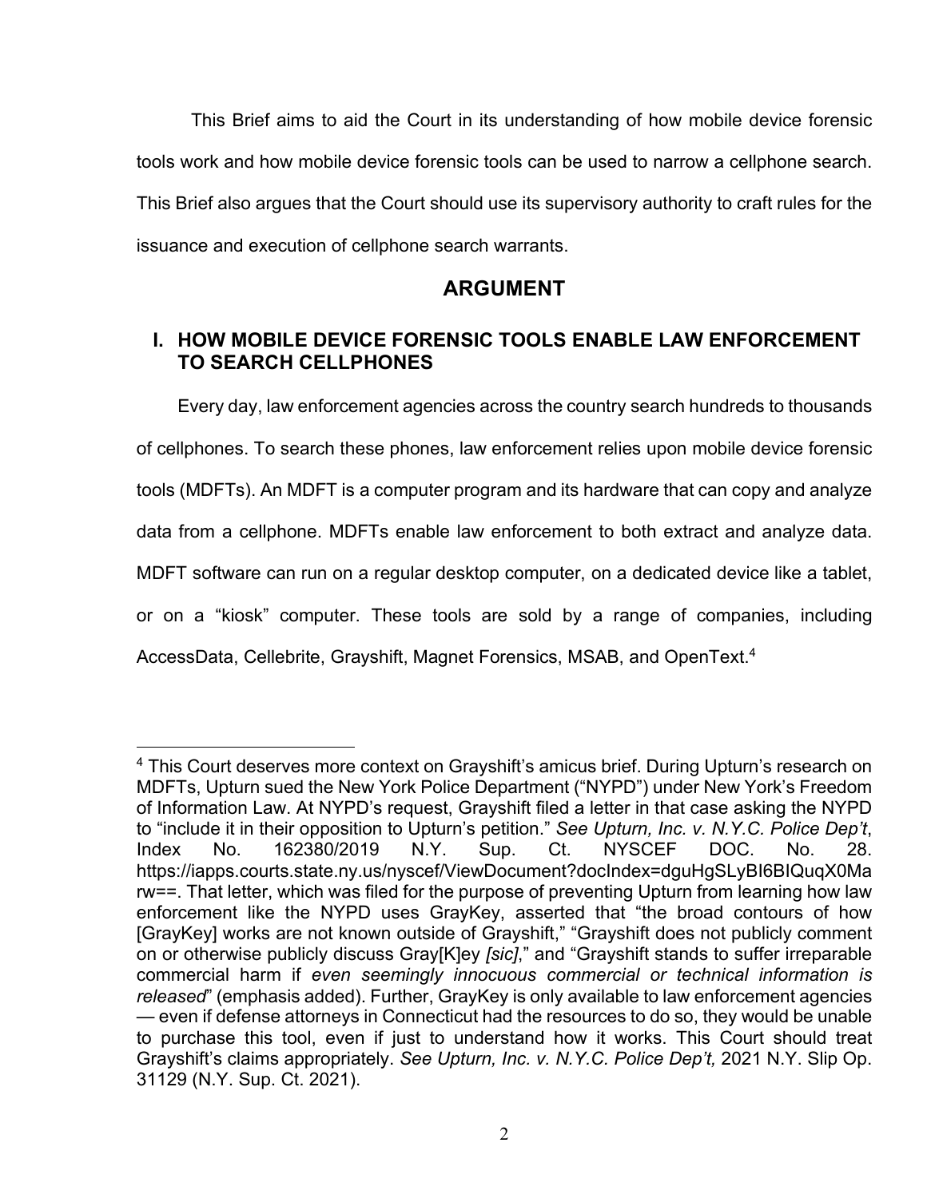This Brief aims to aid the Court in its understanding of how mobile device forensic tools work and how mobile device forensic tools can be used to narrow a cellphone search. This Brief also argues that the Court should use its supervisory authority to craft rules for the issuance and execution of cellphone search warrants.

## ARGUMENT

### I. HOW MOBILE DEVICE FORENSIC TOOLS ENABLE LAW ENFORCEMENT TO SEARCH CELLPHONES

Every day, law enforcement agencies across the country search hundreds to thousands of cellphones. To search these phones, law enforcement relies upon mobile device forensic tools (MDFTs). An MDFT is a computer program and its hardware that can copy and analyze data from a cellphone. MDFTs enable law enforcement to both extract and analyze data. MDFT software can run on a regular desktop computer, on a dedicated device like a tablet, or on a "kiosk" computer. These tools are sold by a range of companies, including AccessData, Cellebrite, Grayshift, Magnet Forensics, MSAB, and OpenText.[4]

[4] This Court deserves more context on Grayshift's amicus brief. During Upturn's research on MDFTs, Upturn sued the New York Police Department ("NYPD") under New York's Freedom of Information Law. At NYPD's request, Grayshift filed a letter in that case asking the NYPD to "include it in their opposition to Upturn's petition." *See Upturn, Inc. v. N.Y.C. Police Dep't*, Index No. 162380/2019 N.Y. Sup. Ct. NYSCEF DOC. No. 28. https://iapps.courts.state.ny.us/nyscef/ViewDocument?docIndex=dguHgSLyBI6BIQuqX0Marw==. That letter, which was filed for the purpose of preventing Upturn from learning how law enforcement like the NYPD uses GrayKey, asserted that "the broad contours of how [GrayKey] works are not known outside of Grayshift," "Grayshift does not publicly comment on or otherwise publicly discuss Gray[K]ey *[sic]*," and "Grayshift stands to suffer irreparable commercial harm if *even seemingly innocuous commercial or technical information is released*" (emphasis added). Further, GrayKey is only available to law enforcement agencies — even if defense attorneys in Connecticut had the resources to do so, they would be unable to purchase this tool, even if just to understand how it works. This Court should treat Grayshift's claims appropriately. *See Upturn, Inc. v. N.Y.C. Police Dep't,* 2021 N.Y. Slip Op. 31129 (N.Y. Sup. Ct. 2021).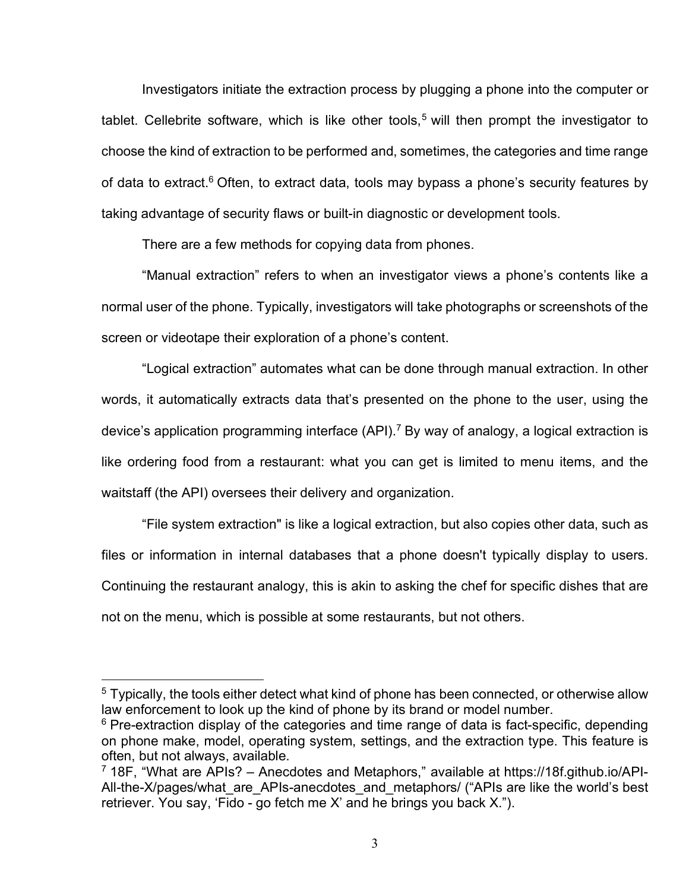Investigators initiate the extraction process by plugging a phone into the computer or tablet. Cellebrite software, which is like other tools,[5] will then prompt the investigator to choose the kind of extraction to be performed and, sometimes, the categories and time range of data to extract.[6] Often, to extract data, tools may bypass a phone's security features by taking advantage of security flaws or built-in diagnostic or development tools.

There are a few methods for copying data from phones.

"Manual extraction" refers to when an investigator views a phone's contents like a normal user of the phone. Typically, investigators will take photographs or screenshots of the screen or videotape their exploration of a phone's content.

"Logical extraction" automates what can be done through manual extraction. In other words, it automatically extracts data that's presented on the phone to the user, using the device's application programming interface (API).[7] By way of analogy, a logical extraction is like ordering food from a restaurant: what you can get is limited to menu items, and the waitstaff (the API) oversees their delivery and organization.

"File system extraction" is like a logical extraction, but also copies other data, such as files or information in internal databases that a phone doesn't typically display to users. Continuing the restaurant analogy, this is akin to asking the chef for specific dishes that are not on the menu, which is possible at some restaurants, but not others.

---

[5] Typically, the tools either detect what kind of phone has been connected, or otherwise allow law enforcement to look up the kind of phone by its brand or model number.

[6] Pre-extraction display of the categories and time range of data is fact-specific, depending on phone make, model, operating system, settings, and the extraction type. This feature is often, but not always, available.

[7] 18F, "What are APIs? – Anecdotes and Metaphors," available at https://18f.github.io/API-All-the-X/pages/what_are_APIs-anecdotes_and_metaphors/ ("APIs are like the world's best retriever. You say, 'Fido - go fetch me X' and he brings you back X.").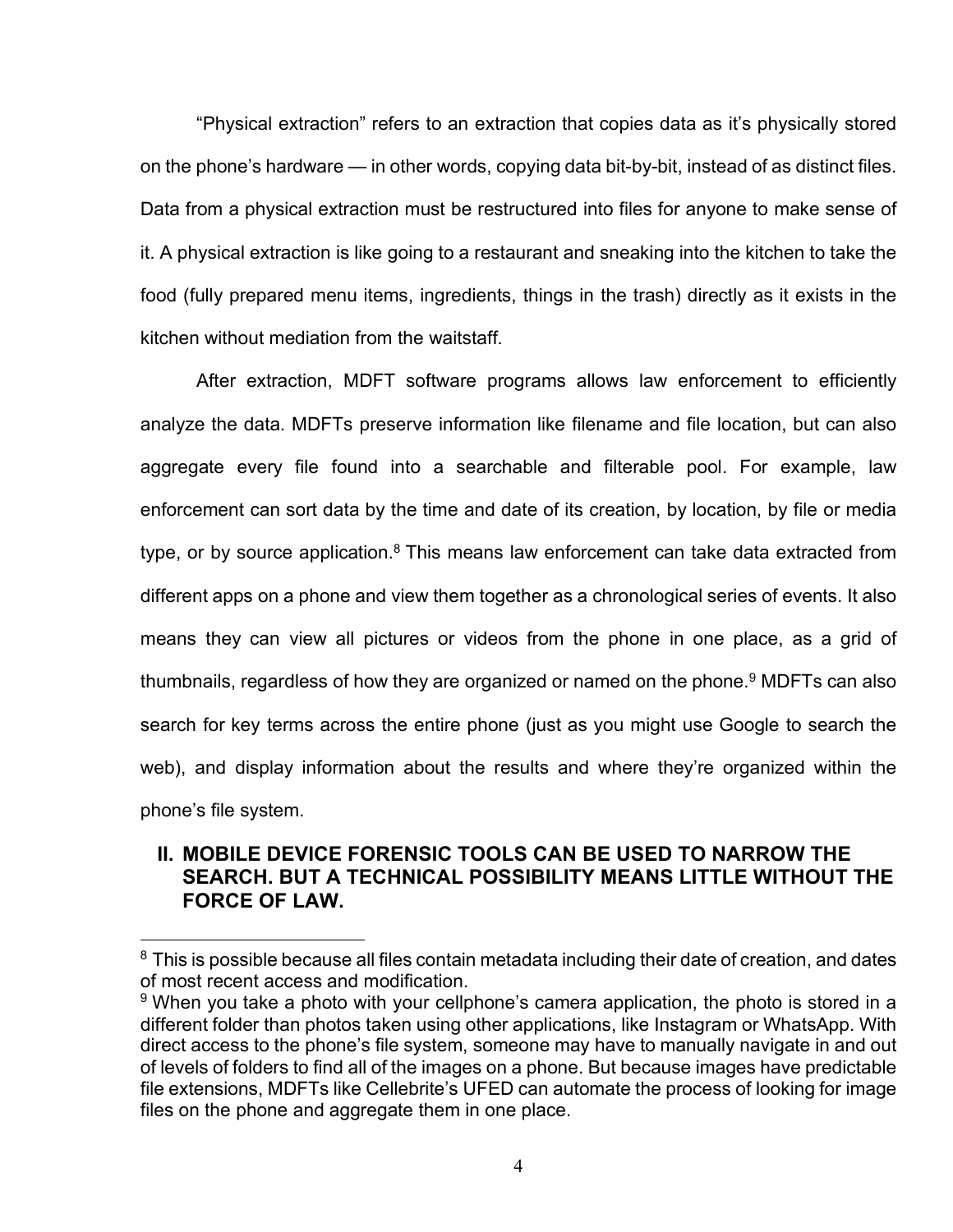"Physical extraction" refers to an extraction that copies data as it's physically stored on the phone's hardware — in other words, copying data bit-by-bit, instead of as distinct files. Data from a physical extraction must be restructured into files for anyone to make sense of it. A physical extraction is like going to a restaurant and sneaking into the kitchen to take the food (fully prepared menu items, ingredients, things in the trash) directly as it exists in the kitchen without mediation from the waitstaff.

After extraction, MDFT software programs allows law enforcement to efficiently analyze the data. MDFTs preserve information like filename and file location, but can also aggregate every file found into a searchable and filterable pool. For example, law enforcement can sort data by the time and date of its creation, by location, by file or media type, or by source application.[8] This means law enforcement can take data extracted from different apps on a phone and view them together as a chronological series of events. It also means they can view all pictures or videos from the phone in one place, as a grid of thumbnails, regardless of how they are organized or named on the phone.[9] MDFTs can also search for key terms across the entire phone (just as you might use Google to search the web), and display information about the results and where they're organized within the phone's file system.

## II. MOBILE DEVICE FORENSIC TOOLS CAN BE USED TO NARROW THE SEARCH. BUT A TECHNICAL POSSIBILITY MEANS LITTLE WITHOUT THE FORCE OF LAW.

---

[8] This is possible because all files contain metadata including their date of creation, and dates of most recent access and modification.

[9] When you take a photo with your cellphone's camera application, the photo is stored in a different folder than photos taken using other applications, like Instagram or WhatsApp. With direct access to the phone's file system, someone may have to manually navigate in and out of levels of folders to find all of the images on a phone. But because images have predictable file extensions, MDFTs like Cellebrite's UFED can automate the process of looking for image files on the phone and aggregate them in one place.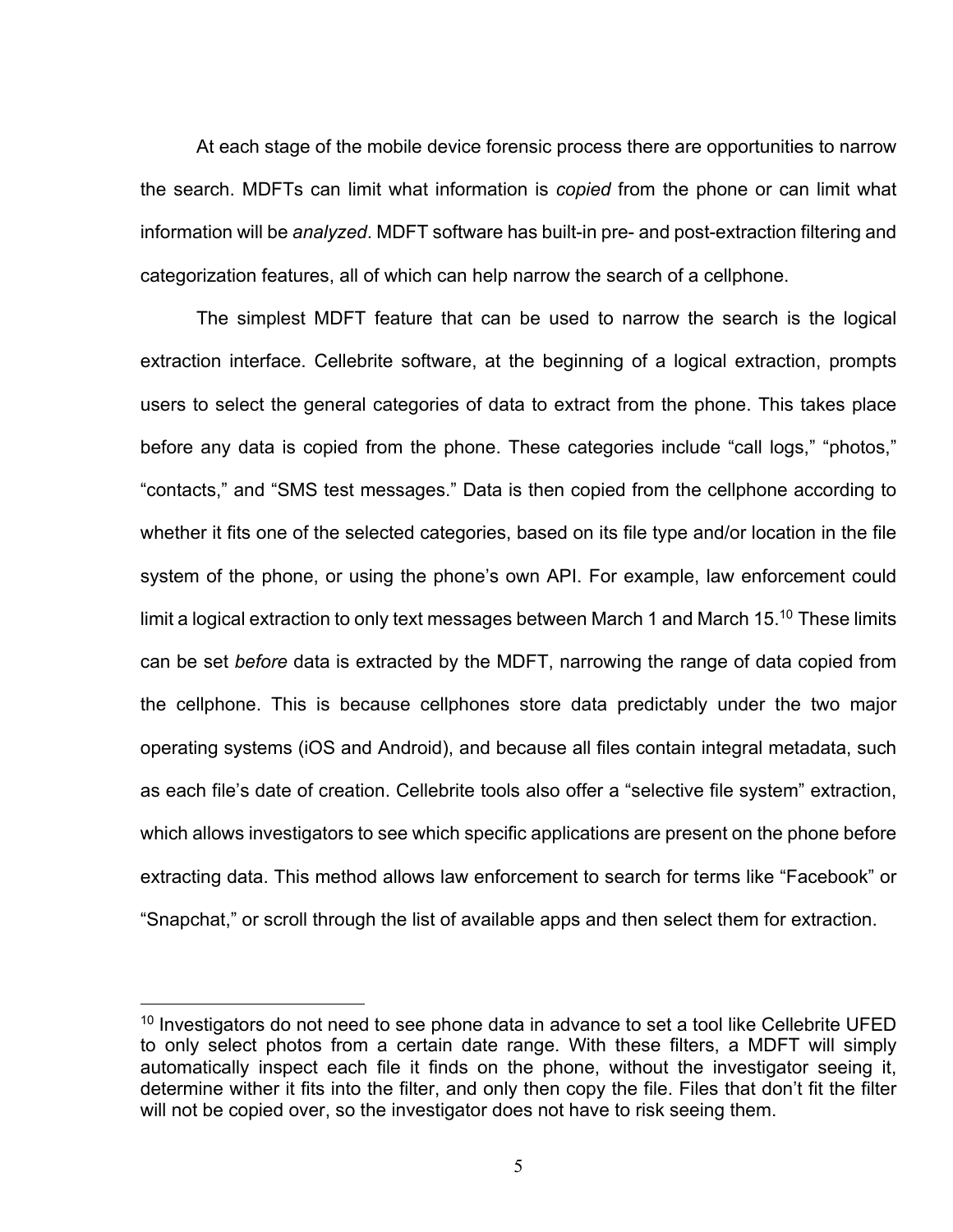At each stage of the mobile device forensic process there are opportunities to narrow the search. MDFTs can limit what information is *copied* from the phone or can limit what information will be *analyzed*. MDFT software has built-in pre- and post-extraction filtering and categorization features, all of which can help narrow the search of a cellphone.

The simplest MDFT feature that can be used to narrow the search is the logical extraction interface. Cellebrite software, at the beginning of a logical extraction, prompts users to select the general categories of data to extract from the phone. This takes place before any data is copied from the phone. These categories include "call logs," "photos," "contacts," and "SMS test messages." Data is then copied from the cellphone according to whether it fits one of the selected categories, based on its file type and/or location in the file system of the phone, or using the phone's own API. For example, law enforcement could limit a logical extraction to only text messages between March 1 and March 15.[10] These limits can be set *before* data is extracted by the MDFT, narrowing the range of data copied from the cellphone. This is because cellphones store data predictably under the two major operating systems (iOS and Android), and because all files contain integral metadata, such as each file's date of creation. Cellebrite tools also offer a "selective file system" extraction, which allows investigators to see which specific applications are present on the phone before extracting data. This method allows law enforcement to search for terms like "Facebook" or "Snapchat," or scroll through the list of available apps and then select them for extraction.

---

[10] Investigators do not need to see phone data in advance to set a tool like Cellebrite UFED to only select photos from a certain date range. With these filters, a MDFT will simply automatically inspect each file it finds on the phone, without the investigator seeing it, determine wither it fits into the filter, and only then copy the file. Files that don't fit the filter will not be copied over, so the investigator does not have to risk seeing them.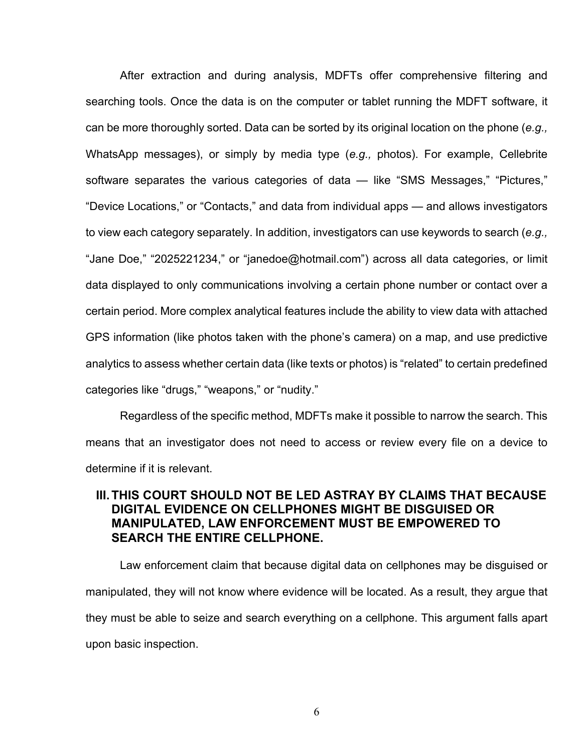After extraction and during analysis, MDFTs offer comprehensive filtering and searching tools. Once the data is on the computer or tablet running the MDFT software, it can be more thoroughly sorted. Data can be sorted by its original location on the phone (*e.g.,* WhatsApp messages), or simply by media type (*e.g.,* photos). For example, Cellebrite software separates the various categories of data — like “SMS Messages,” “Pictures,” “Device Locations,” or “Contacts,” and data from individual apps — and allows investigators to view each category separately. In addition, investigators can use keywords to search (*e.g.,* “Jane Doe,” “2025221234,” or “janedoe@hotmail.com”) across all data categories, or limit data displayed to only communications involving a certain phone number or contact over a certain period. More complex analytical features include the ability to view data with attached GPS information (like photos taken with the phone’s camera) on a map, and use predictive analytics to assess whether certain data (like texts or photos) is “related” to certain predefined categories like “drugs,” “weapons,” or “nudity.”

Regardless of the specific method, MDFTs make it possible to narrow the search. This means that an investigator does not need to access or review every file on a device to determine if it is relevant.

## III. THIS COURT SHOULD NOT BE LED ASTRAY BY CLAIMS THAT BECAUSE DIGITAL EVIDENCE ON CELLPHONES MIGHT BE DISGUISED OR MANIPULATED, LAW ENFORCEMENT MUST BE EMPOWERED TO SEARCH THE ENTIRE CELLPHONE.

Law enforcement claim that because digital data on cellphones may be disguised or manipulated, they will not know where evidence will be located. As a result, they argue that they must be able to seize and search everything on a cellphone. This argument falls apart upon basic inspection.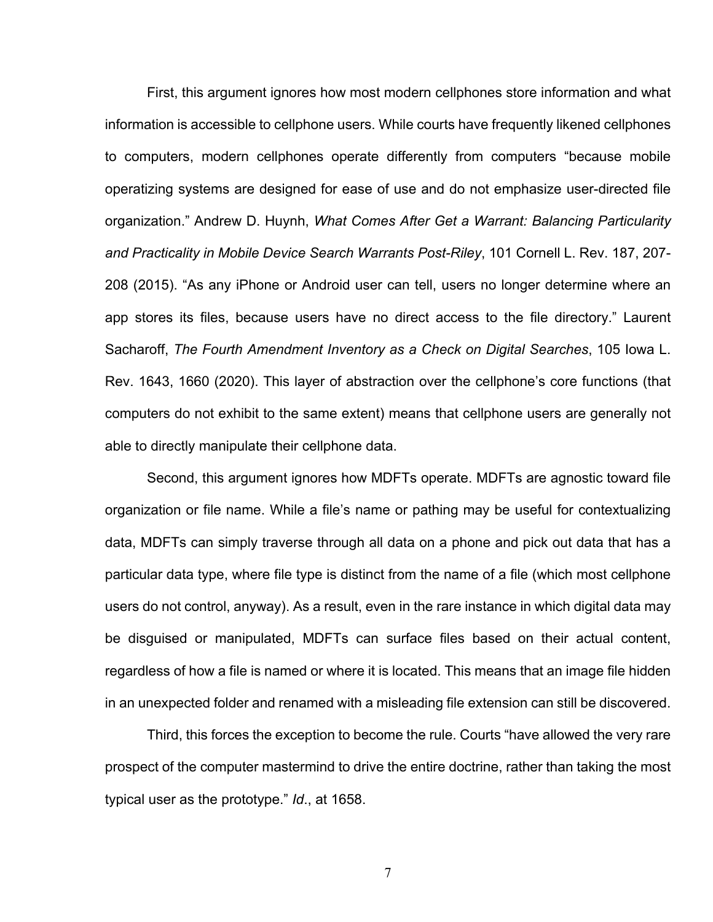First, this argument ignores how most modern cellphones store information and what information is accessible to cellphone users. While courts have frequently likened cellphones to computers, modern cellphones operate differently from computers "because mobile operatizing systems are designed for ease of use and do not emphasize user-directed file organization." Andrew D. Huynh, *What Comes After Get a Warrant: Balancing Particularity and Practicality in Mobile Device Search Warrants Post-Riley*, 101 Cornell L. Rev. 187, 207-208 (2015). "As any iPhone or Android user can tell, users no longer determine where an app stores its files, because users have no direct access to the file directory." Laurent Sacharoff, *The Fourth Amendment Inventory as a Check on Digital Searches*, 105 Iowa L. Rev. 1643, 1660 (2020). This layer of abstraction over the cellphone's core functions (that computers do not exhibit to the same extent) means that cellphone users are generally not able to directly manipulate their cellphone data.

Second, this argument ignores how MDFTs operate. MDFTs are agnostic toward file organization or file name. While a file's name or pathing may be useful for contextualizing data, MDFTs can simply traverse through all data on a phone and pick out data that has a particular data type, where file type is distinct from the name of a file (which most cellphone users do not control, anyway). As a result, even in the rare instance in which digital data may be disguised or manipulated, MDFTs can surface files based on their actual content, regardless of how a file is named or where it is located. This means that an image file hidden in an unexpected folder and renamed with a misleading file extension can still be discovered.

Third, this forces the exception to become the rule. Courts "have allowed the very rare prospect of the computer mastermind to drive the entire doctrine, rather than taking the most typical user as the prototype." *Id*., at 1658.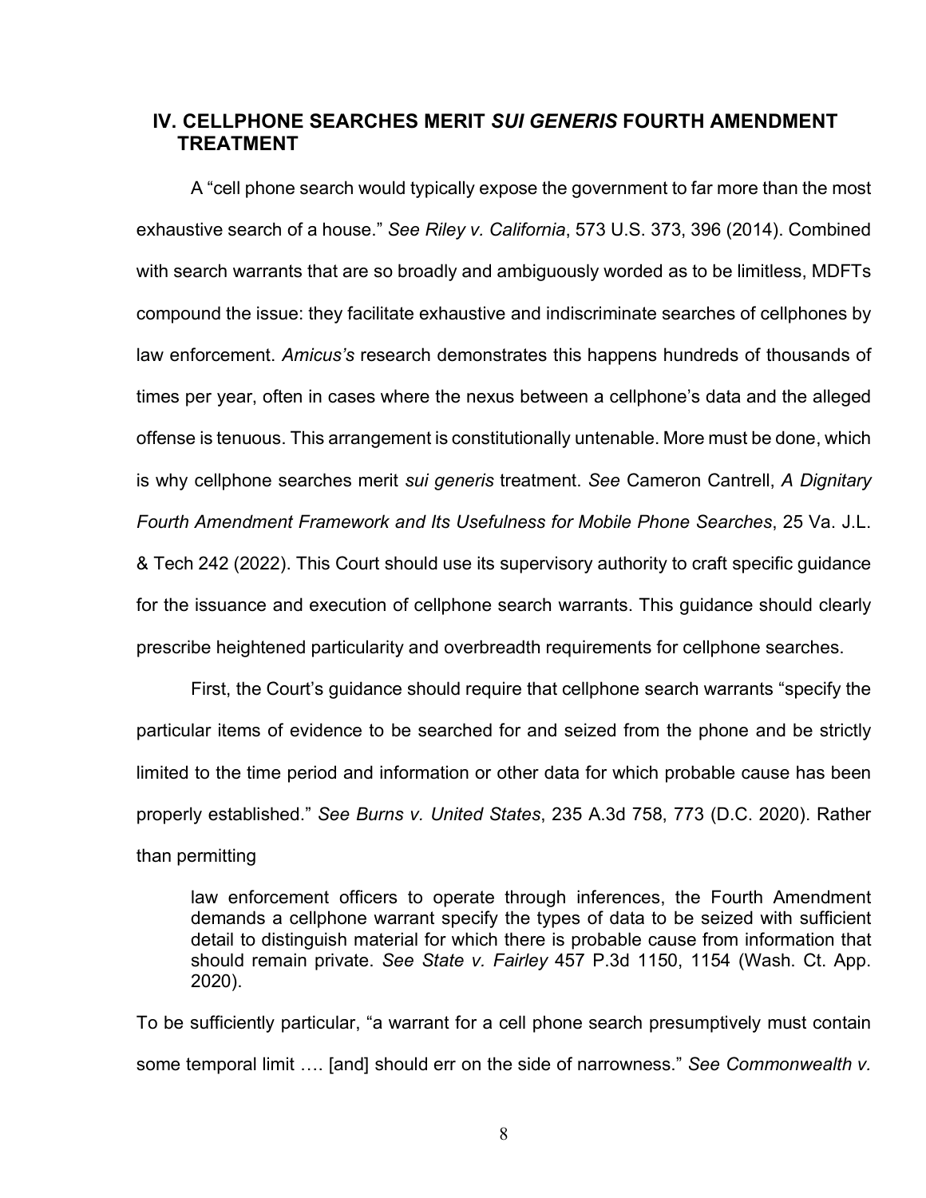## IV. CELLPHONE SEARCHES MERIT *SUI GENERIS* FOURTH AMENDMENT TREATMENT

A "cell phone search would typically expose the government to far more than the most exhaustive search of a house." *See Riley v. California*, 573 U.S. 373, 396 (2014). Combined with search warrants that are so broadly and ambiguously worded as to be limitless, MDFTs compound the issue: they facilitate exhaustive and indiscriminate searches of cellphones by law enforcement. *Amicus's* research demonstrates this happens hundreds of thousands of times per year, often in cases where the nexus between a cellphone's data and the alleged offense is tenuous. This arrangement is constitutionally untenable. More must be done, which is why cellphone searches merit *sui generis* treatment. *See* Cameron Cantrell, *A Dignitary Fourth Amendment Framework and Its Usefulness for Mobile Phone Searches*, 25 Va. J.L. & Tech 242 (2022). This Court should use its supervisory authority to craft specific guidance for the issuance and execution of cellphone search warrants. This guidance should clearly prescribe heightened particularity and overbreadth requirements for cellphone searches.

First, the Court's guidance should require that cellphone search warrants "specify the particular items of evidence to be searched for and seized from the phone and be strictly limited to the time period and information or other data for which probable cause has been properly established." *See Burns v. United States*, 235 A.3d 758, 773 (D.C. 2020). Rather than permitting

> law enforcement officers to operate through inferences, the Fourth Amendment demands a cellphone warrant specify the types of data to be seized with sufficient detail to distinguish material for which there is probable cause from information that should remain private. *See State v. Fairley* 457 P.3d 1150, 1154 (Wash. Ct. App. 2020).

To be sufficiently particular, "a warrant for a cell phone search presumptively must contain some temporal limit …. [and] should err on the side of narrowness." *See Commonwealth v.*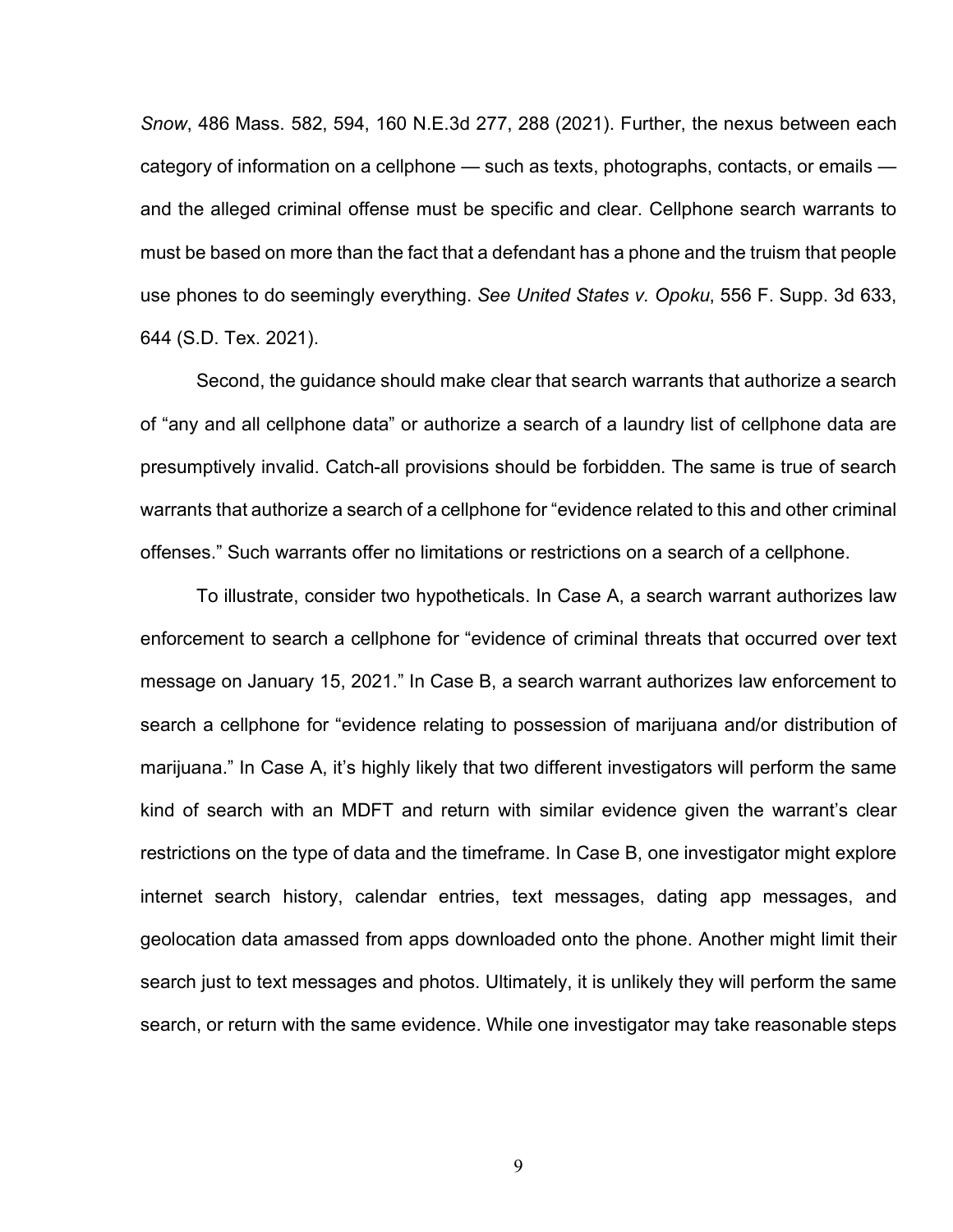*Snow*, 486 Mass. 582, 594, 160 N.E.3d 277, 288 (2021). Further, the nexus between each category of information on a cellphone — such as texts, photographs, contacts, or emails — and the alleged criminal offense must be specific and clear. Cellphone search warrants to must be based on more than the fact that a defendant has a phone and the truism that people use phones to do seemingly everything. *See United States v. Opoku*, 556 F. Supp. 3d 633, 644 (S.D. Tex. 2021).

Second, the guidance should make clear that search warrants that authorize a search of "any and all cellphone data" or authorize a search of a laundry list of cellphone data are presumptively invalid. Catch-all provisions should be forbidden. The same is true of search warrants that authorize a search of a cellphone for "evidence related to this and other criminal offenses." Such warrants offer no limitations or restrictions on a search of a cellphone.

To illustrate, consider two hypotheticals. In Case A, a search warrant authorizes law enforcement to search a cellphone for "evidence of criminal threats that occurred over text message on January 15, 2021." In Case B, a search warrant authorizes law enforcement to search a cellphone for "evidence relating to possession of marijuana and/or distribution of marijuana." In Case A, it's highly likely that two different investigators will perform the same kind of search with an MDFT and return with similar evidence given the warrant's clear restrictions on the type of data and the timeframe. In Case B, one investigator might explore internet search history, calendar entries, text messages, dating app messages, and geolocation data amassed from apps downloaded onto the phone. Another might limit their search just to text messages and photos. Ultimately, it is unlikely they will perform the same search, or return with the same evidence. While one investigator may take reasonable steps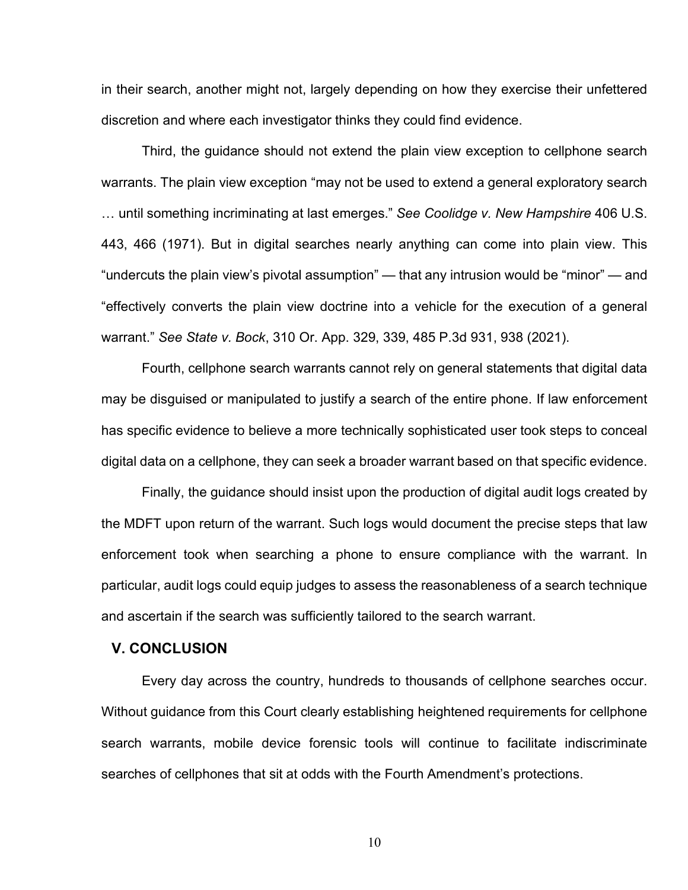in their search, another might not, largely depending on how they exercise their unfettered discretion and where each investigator thinks they could find evidence.

Third, the guidance should not extend the plain view exception to cellphone search warrants. The plain view exception "may not be used to extend a general exploratory search … until something incriminating at last emerges." *See Coolidge v. New Hampshire* 406 U.S. 443, 466 (1971). But in digital searches nearly anything can come into plain view. This "undercuts the plain view's pivotal assumption" — that any intrusion would be "minor" — and "effectively converts the plain view doctrine into a vehicle for the execution of a general warrant." *See State v. Bock*, 310 Or. App. 329, 339, 485 P.3d 931, 938 (2021).

Fourth, cellphone search warrants cannot rely on general statements that digital data may be disguised or manipulated to justify a search of the entire phone. If law enforcement has specific evidence to believe a more technically sophisticated user took steps to conceal digital data on a cellphone, they can seek a broader warrant based on that specific evidence.

Finally, the guidance should insist upon the production of digital audit logs created by the MDFT upon return of the warrant. Such logs would document the precise steps that law enforcement took when searching a phone to ensure compliance with the warrant. In particular, audit logs could equip judges to assess the reasonableness of a search technique and ascertain if the search was sufficiently tailored to the search warrant.

## V. CONCLUSION

Every day across the country, hundreds to thousands of cellphone searches occur. Without guidance from this Court clearly establishing heightened requirements for cellphone search warrants, mobile device forensic tools will continue to facilitate indiscriminate searches of cellphones that sit at odds with the Fourth Amendment's protections.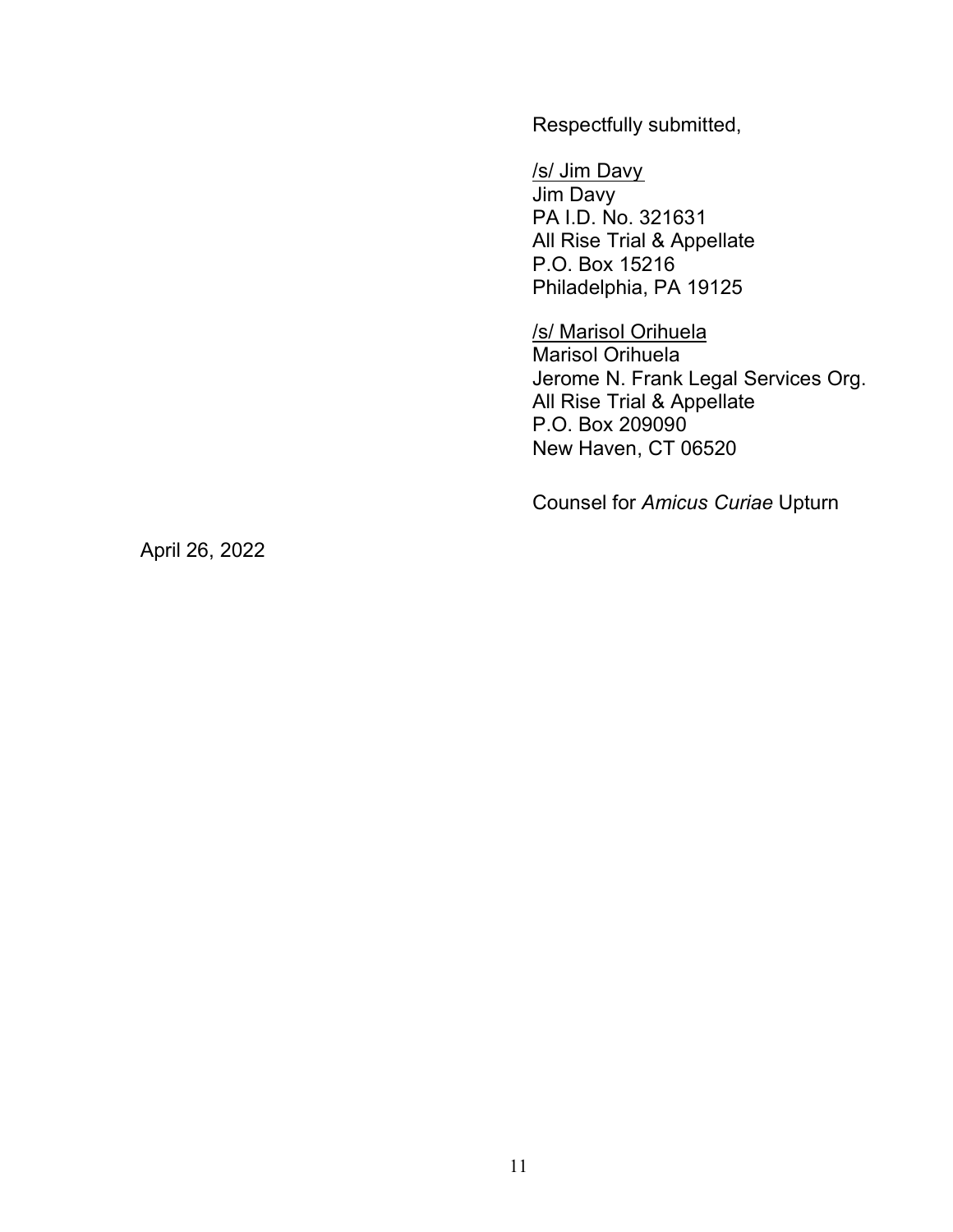Respectfully submitted,

/s/ Jim Davy
Jim Davy
PA I.D. No. 321631
All Rise Trial & Appellate
P.O. Box 15216
Philadelphia, PA 19125

/s/ Marisol Orihuela
Marisol Orihuela
Jerome N. Frank Legal Services Org.
All Rise Trial & Appellate
P.O. Box 209090
New Haven, CT 06520

Counsel for *Amicus Curiae* Upturn

April 26, 2022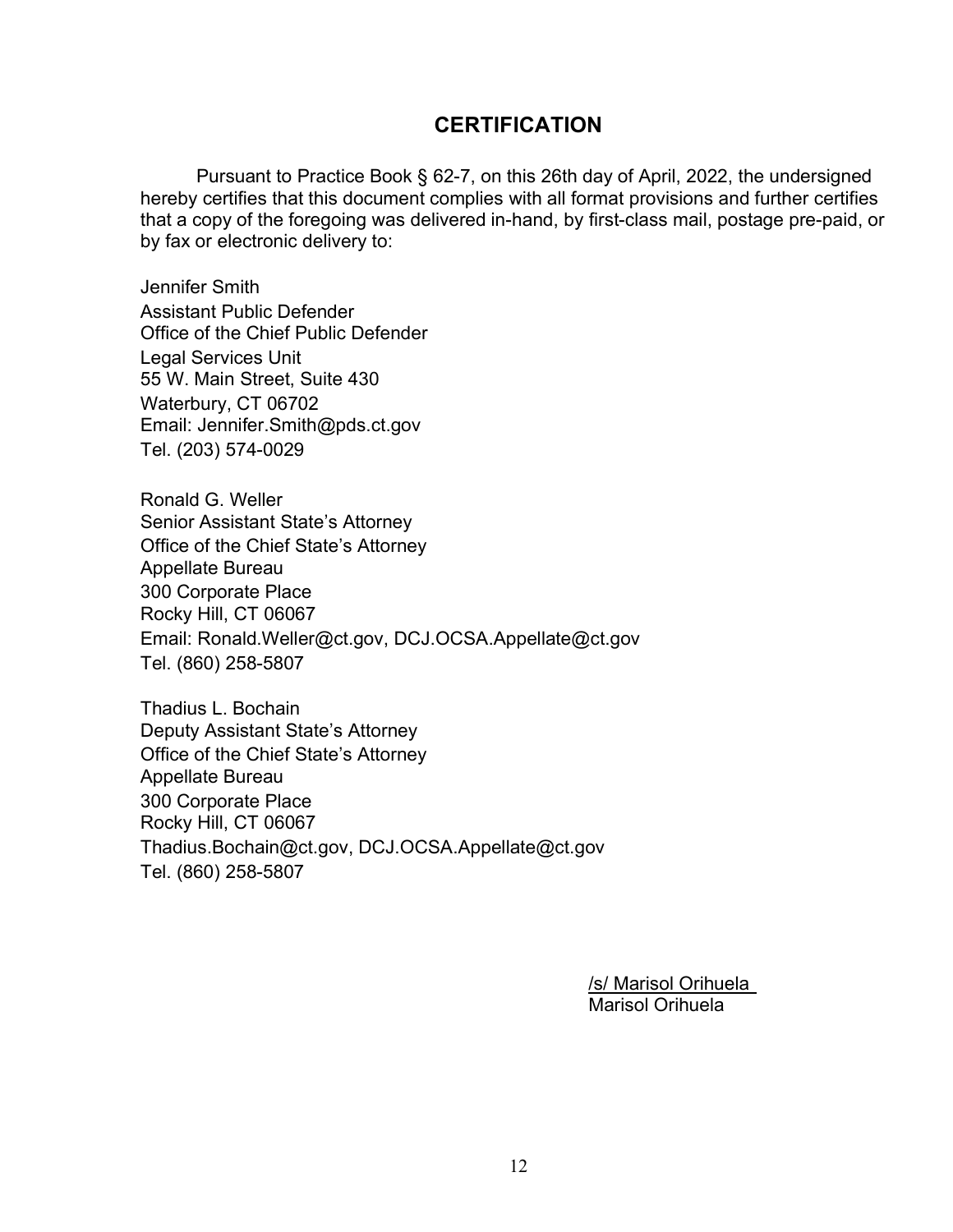## CERTIFICATION

Pursuant to Practice Book § 62-7, on this 26th day of April, 2022, the undersigned hereby certifies that this document complies with all format provisions and further certifies that a copy of the foregoing was delivered in-hand, by first-class mail, postage pre-paid, or by fax or electronic delivery to:

Jennifer Smith
Assistant Public Defender
Office of the Chief Public Defender
Legal Services Unit
55 W. Main Street, Suite 430
Waterbury, CT 06702
Email: Jennifer.Smith@pds.ct.gov
Tel. (203) 574-0029

Ronald G. Weller
Senior Assistant State's Attorney
Office of the Chief State's Attorney
Appellate Bureau
300 Corporate Place
Rocky Hill, CT 06067
Email: Ronald.Weller@ct.gov, DCJ.OCSA.Appellate@ct.gov
Tel. (860) 258-5807

Thadius L. Bochain
Deputy Assistant State's Attorney
Office of the Chief State's Attorney
Appellate Bureau
300 Corporate Place
Rocky Hill, CT 06067
Thadius.Bochain@ct.gov, DCJ.OCSA.Appellate@ct.gov
Tel. (860) 258-5807

/s/ Marisol Orihuela
Marisol Orihuela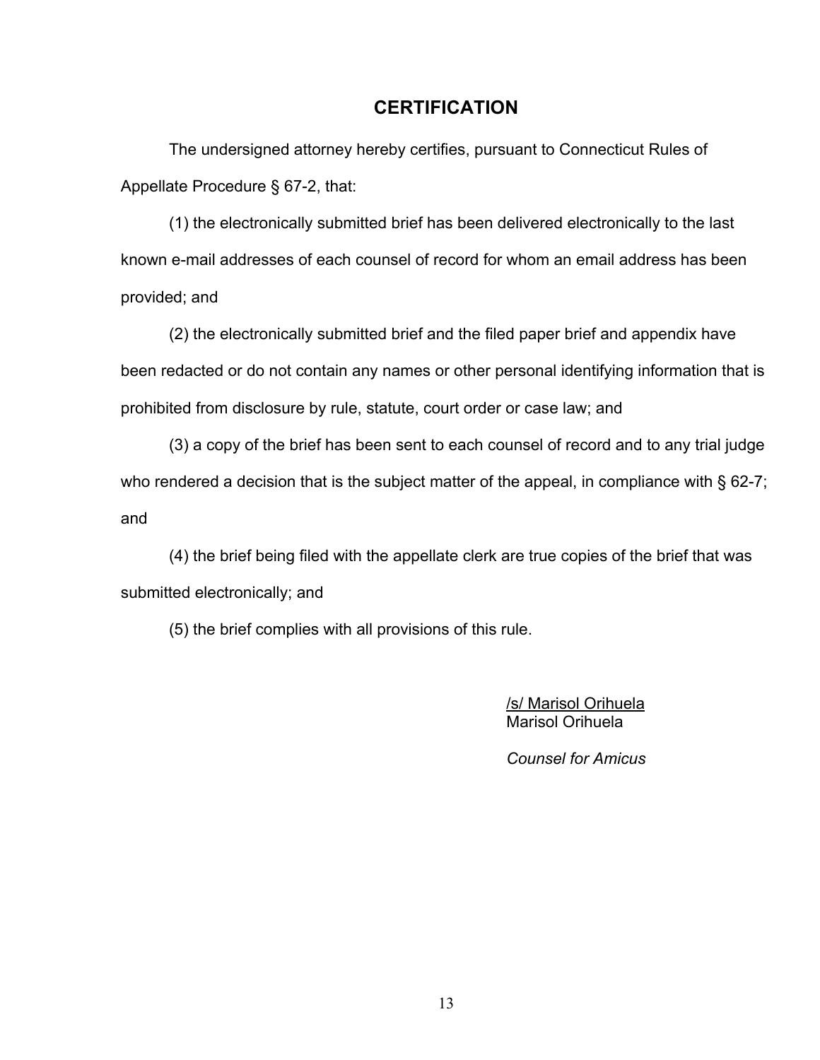# CERTIFICATION

The undersigned attorney hereby certifies, pursuant to Connecticut Rules of Appellate Procedure § 67-2, that:

(1) the electronically submitted brief has been delivered electronically to the last known e-mail addresses of each counsel of record for whom an email address has been provided; and

(2) the electronically submitted brief and the filed paper brief and appendix have been redacted or do not contain any names or other personal identifying information that is prohibited from disclosure by rule, statute, court order or case law; and

(3) a copy of the brief has been sent to each counsel of record and to any trial judge who rendered a decision that is the subject matter of the appeal, in compliance with § 62-7; and

(4) the brief being filed with the appellate clerk are true copies of the brief that was submitted electronically; and

(5) the brief complies with all provisions of this rule.

/s/ Marisol Orihuela
Marisol Orihuela

*Counsel for Amicus*